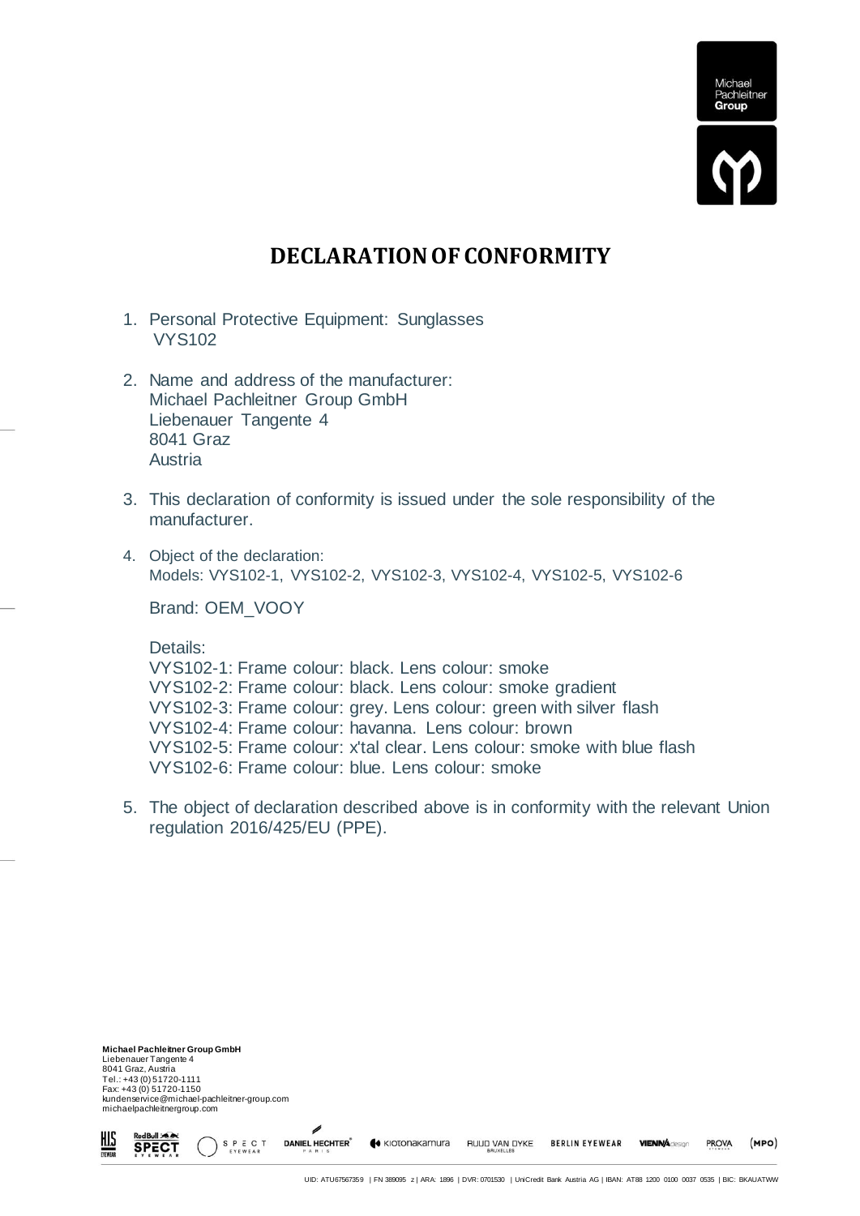# DECLARATION OF CONFORMITY

1. Personal Protective Equipment: Sunglasses
   VYS102

2. Name and address of the manufacturer:
   Michael Pachleitner Group GmbH
   Liebenauer Tangente 4
   8041 Graz
   Austria

3. This declaration of conformity is issued under the sole responsibility of the manufacturer.

4. Object of the declaration:
   Models: VYS102-1, VYS102-2, VYS102-3, VYS102-4, VYS102-5, VYS102-6

   Brand: OEM_VOOY

   Details:
   VYS102-1: Frame colour: black. Lens colour: smoke
   VYS102-2: Frame colour: black. Lens colour: smoke gradient
   VYS102-3: Frame colour: grey. Lens colour: green with silver flash
   VYS102-4: Frame colour: havanna. Lens colour: brown
   VYS102-5: Frame colour: x'tal clear. Lens colour: smoke with blue flash
   VYS102-6: Frame colour: blue. Lens colour: smoke

5. The object of declaration described above is in conformity with the relevant Union regulation 2016/425/EU (PPE).

**Michael Pachleitner Group GmbH**
Liebenauer Tangente 4
8041 Graz, Austria
Tel.: +43 (0) 51720-1111
Fax: +43 (0) 51720-1150
kundenservice@michael-pachleitner-group.com
michaelpachleitnergroup.com

UID: ATU67567359 | FN 389095 z | ARA: 1896 | DVR: 0701530 | UniCredit Bank Austria AG | IBAN: AT88 1200 0100 0037 0535 | BIC: BKAUATWW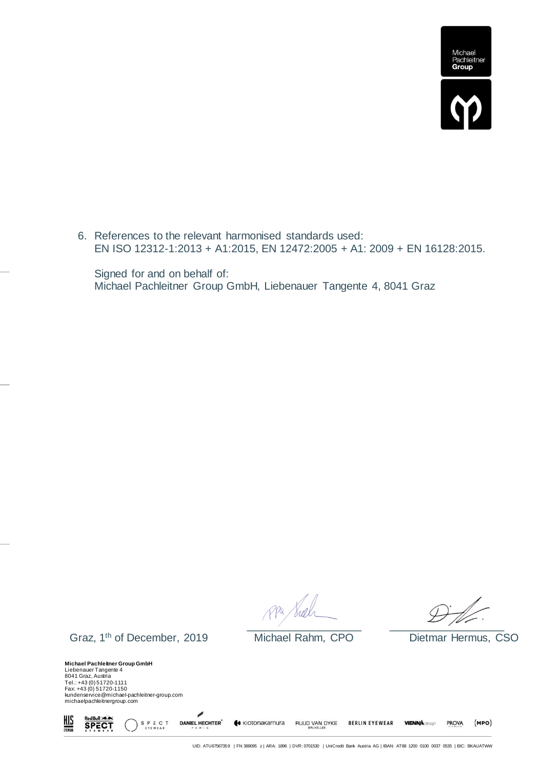6. References to the relevant harmonised standards used:
   EN ISO 12312-1:2013 + A1:2015, EN 12472:2005 + A1: 2009 + EN 16128:2015.

   Signed for and on behalf of:
   Michael Pachleitner Group GmbH, Liebenauer Tangente 4, 8041 Graz

Graz, 1th of December, 2019

Michael Rahm, CPO

Dietmar Hermus, CSO

**Michael Pachleitner Group GmbH**
Liebenauer Tangente 4
8041 Graz, Austria
Tel.: +43 (0) 51720-1111
Fax: +43 (0) 51720-1150
kundenservice@michael-pachleitner-group.com
michaelpachleitnergroup.com

UID: ATU67567359 | FN 389095 z | ARA: 1896 | DVR: 0701530 | UniCredit Bank Austria AG | IBAN: AT88 1200 0100 0037 0535 | BIC: BKAUATWW